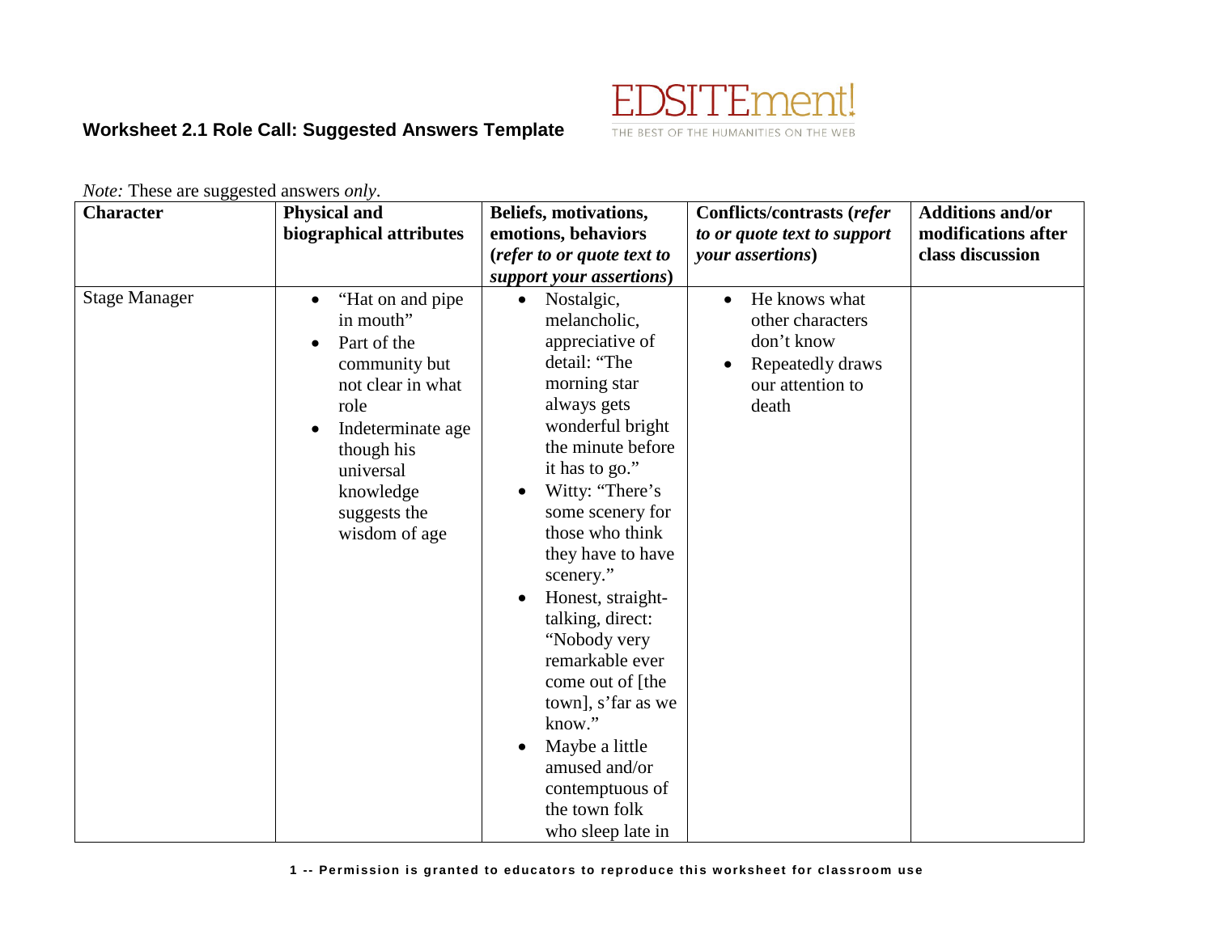### Worksheet 2.1 Role Call: Suggested Answers Template

EDSITEment! THE BEST OF THE HUMANITIES ON THE WEB

*Note:* These are suggested answers *only*.

| **Character** | **Physical and biographical attributes** | **Beliefs, motivations, emotions, behaviors (*refer to or quote text to support your assertions*)** | **Conflicts/contrasts (*refer to or quote text to support your assertions*)** | **Additions and/or modifications after class discussion** |
|---|---|---|---|---|
| Stage Manager | • "Hat on and pipe in mouth" <br> • Part of the community but not clear in what role <br> • Indeterminate age though his universal knowledge suggests the wisdom of age | • Nostalgic, melancholic, appreciative of detail: "The morning star always gets wonderful bright the minute before it has to go." <br> • Witty: "There's some scenery for those who think they have to have scenery." <br> • Honest, straight-talking, direct: "Nobody very remarkable ever come out of [the town], s'far as we know." <br> • Maybe a little amused and/or contemptuous of the town folk who sleep late in | • He knows what other characters don't know <br> • Repeatedly draws our attention to death | |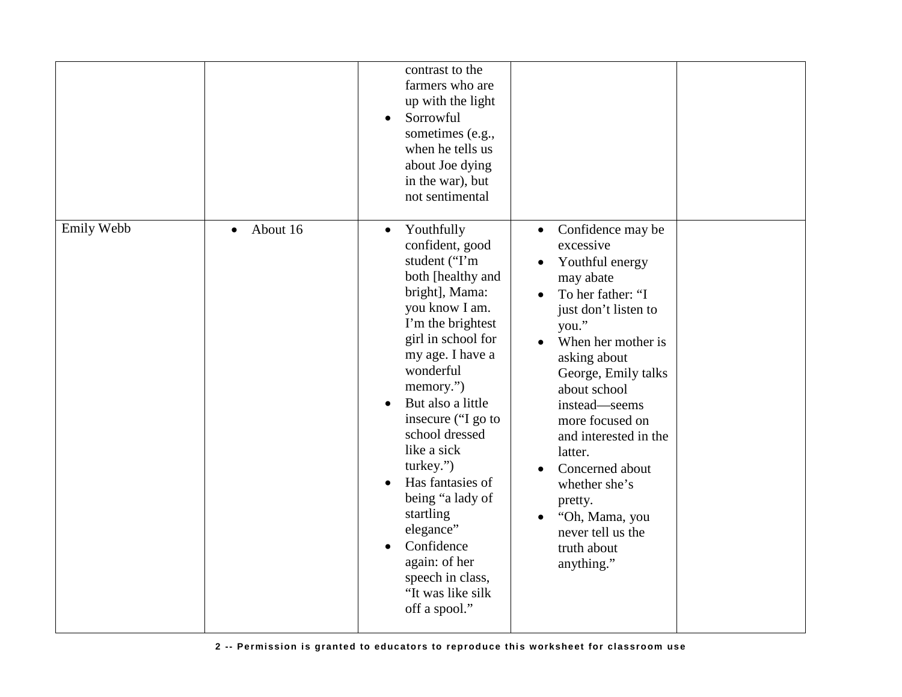| | | | | |
|---|---|---|---|---|
| | | contrast to the farmers who are up with the light<br>• Sorrowful sometimes (e.g., when he tells us about Joe dying in the war), but not sentimental | | |
| Emily Webb | • About 16 | • Youthfully confident, good student ("I'm both [healthy and bright], Mama: you know I am. I'm the brightest girl in school for my age. I have a wonderful memory.")<br>• But also a little insecure ("I go to school dressed like a sick turkey.")<br>• Has fantasies of being "a lady of startling elegance"<br>• Confidence again: of her speech in class, "It was like silk off a spool." | • Confidence may be excessive<br>• Youthful energy may abate<br>• To her father: "I just don't listen to you."<br>• When her mother is asking about George, Emily talks about school instead—seems more focused on and interested in the latter.<br>• Concerned about whether she's pretty.<br>• "Oh, Mama, you never tell us the truth about anything." | |

Permission is granted to educators to reproduce this worksheet for classroom use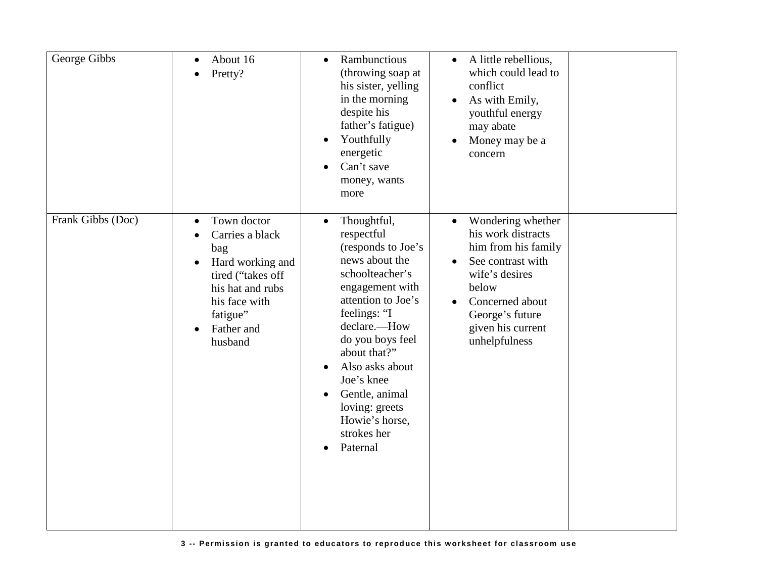| | | | | |
|---|---|---|---|---|
| George Gibbs | • About 16<br>• Pretty? | • Rambunctious (throwing soap at his sister, yelling in the morning despite his father's fatigue)<br>• Youthfully energetic<br>• Can't save money, wants more | • A little rebellious, which could lead to conflict<br>• As with Emily, youthful energy may abate<br>• Money may be a concern | |
| Frank Gibbs (Doc) | • Town doctor<br>• Carries a black bag<br>• Hard working and tired ("takes off his hat and rubs his face with fatigue"<br>• Father and husband | • Thoughtful, respectful (responds to Joe's news about the schoolteacher's engagement with attention to Joe's feelings: "I declare.—How do you boys feel about that?"<br>• Also asks about Joe's knee<br>• Gentle, animal loving: greets Howie's horse, strokes her<br>• Paternal | • Wondering whether his work distracts him from his family<br>• See contrast with wife's desires below<br>• Concerned about George's future given his current unhelpfulness | |

3 -- Permission is granted to educators to reproduce this worksheet for classroom use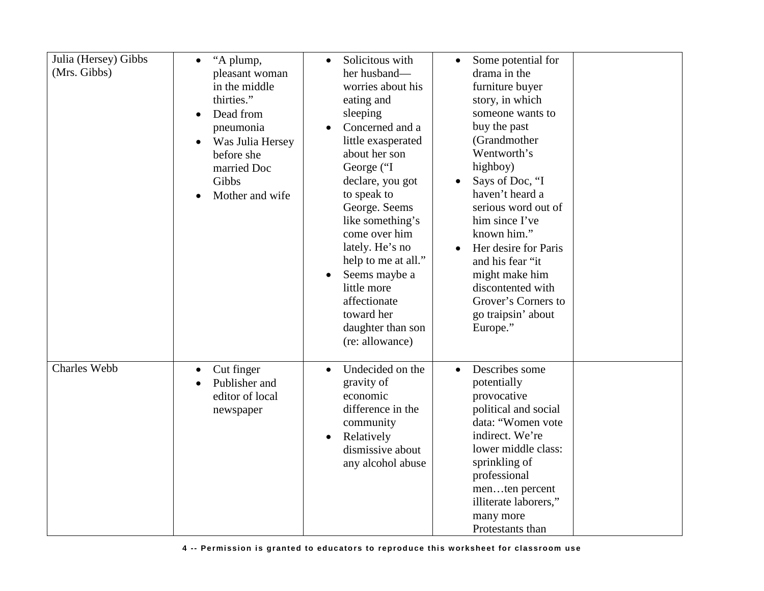| | | | | |
|---|---|---|---|---|
| Julia (Hersey) Gibbs (Mrs. Gibbs) | • "A plump, pleasant woman in the middle thirties."<br>• Dead from pneumonia<br>• Was Julia Hersey before she married Doc Gibbs<br>• Mother and wife | • Solicitous with her husband—worries about his eating and sleeping<br>• Concerned and a little exasperated about her son George ("I declare, you got to speak to George. Seems like something's come over him lately. He's no help to me at all."<br>• Seems maybe a little more affectionate toward her daughter than son (re: allowance) | • Some potential for drama in the furniture buyer story, in which someone wants to buy the past (Grandmother Wentworth's highboy)<br>• Says of Doc, "I haven't heard a serious word out of him since I've known him."<br>• Her desire for Paris and his fear "it might make him discontented with Grover's Corners to go traipsin' about Europe." | |
| Charles Webb | • Cut finger<br>• Publisher and editor of local newspaper | • Undecided on the gravity of economic difference in the community<br>• Relatively dismissive about any alcohol abuse | • Describes some potentially provocative political and social data: "Women vote indirect. We're lower middle class: sprinkling of professional men…ten percent illiterate laborers," many more Protestants than | |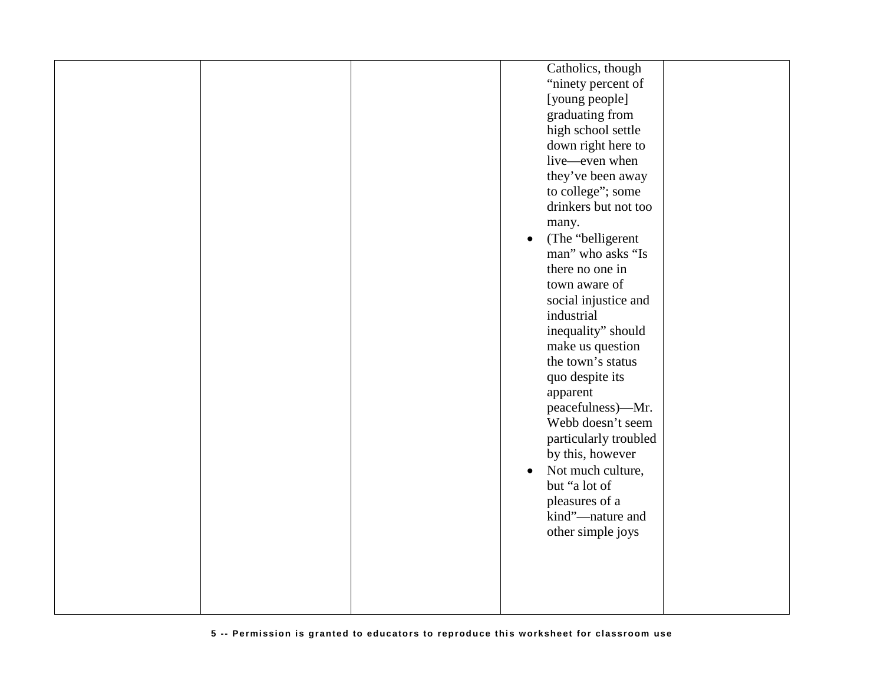| | | | | |
|---|---|---|---|---|
| | | | Catholics, though “ninety percent of [young people] graduating from high school settle down right here to live—even when they’ve been away to college”; some drinkers but not too many.<br>• (The “belligerent man” who asks “Is there no one in town aware of social injustice and industrial inequality” should make us question the town’s status quo despite its apparent peacefulness)—Mr. Webb doesn’t seem particularly troubled by this, however<br>• Not much culture, but “a lot of pleasures of a kind”—nature and other simple joys | |

Permission is granted to educators to reproduce this worksheet for classroom use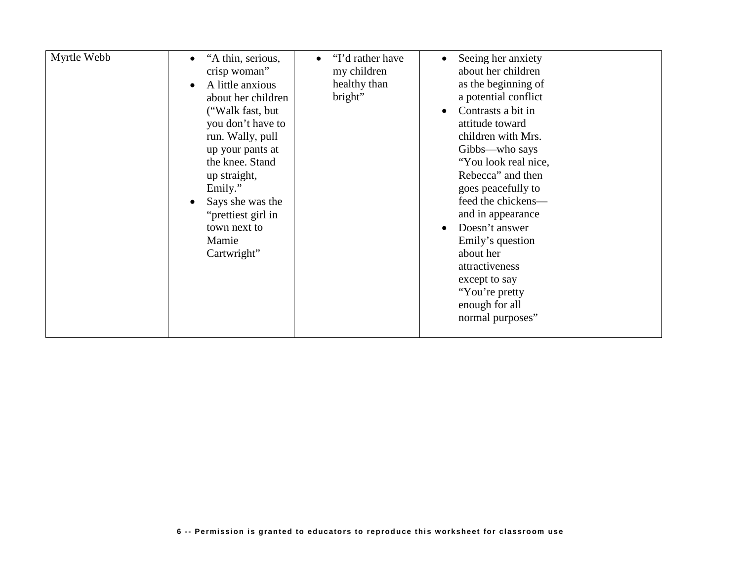| | | | | |
|---|---|---|---|---|
| Myrtle Webb | • "A thin, serious, crisp woman"<br>• A little anxious about her children ("Walk fast, but you don't have to run. Wally, pull up your pants at the knee. Stand up straight, Emily."<br>• Says she was the "prettiest girl in town next to Mamie Cartwright" | • "I'd rather have my children healthy than bright" | • Seeing her anxiety about her children as the beginning of a potential conflict<br>• Contrasts a bit in attitude toward children with Mrs. Gibbs—who says "You look real nice, Rebecca" and then goes peacefully to feed the chickens—and in appearance<br>• Doesn't answer Emily's question about her attractiveness except to say "You're pretty enough for all normal purposes" | |

6 -- Permission is granted to educators to reproduce this worksheet for classroom use